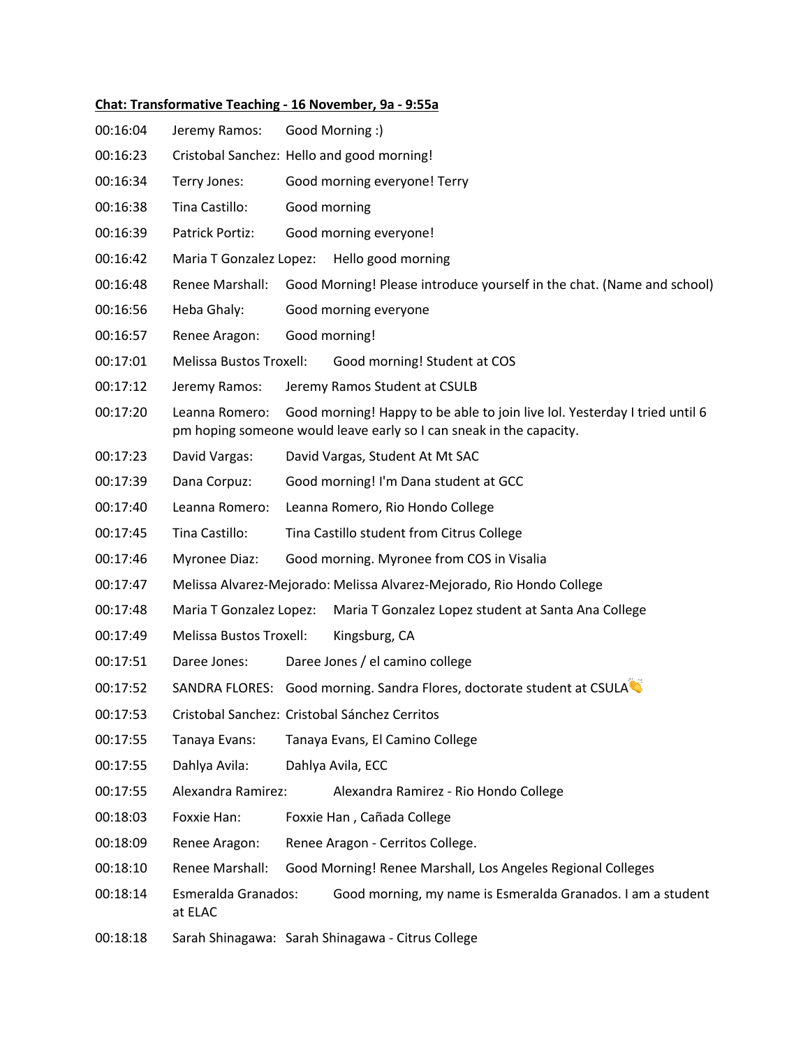**Chat: Transformative Teaching - 16 November, 9a - 9:55a**

00:16:04 Jeremy Ramos: Good Morning :)

00:16:23 Cristobal Sanchez: Hello and good morning!

00:16:34 Terry Jones: Good morning everyone! Terry

00:16:38 Tina Castillo: Good morning

00:16:39 Patrick Portiz: Good morning everyone!

00:16:42 Maria T Gonzalez Lopez: Hello good morning

00:16:48 Renee Marshall: Good Morning! Please introduce yourself in the chat. (Name and school)

00:16:56 Heba Ghaly: Good morning everyone

00:16:57 Renee Aragon: Good morning!

00:17:01 Melissa Bustos Troxell: Good morning! Student at COS

00:17:12 Jeremy Ramos: Jeremy Ramos Student at CSULB

00:17:20 Leanna Romero: Good morning! Happy to be able to join live lol. Yesterday I tried until 6 pm hoping someone would leave early so I can sneak in the capacity.

00:17:23 David Vargas: David Vargas, Student At Mt SAC

00:17:39 Dana Corpuz: Good morning! I'm Dana student at GCC

00:17:40 Leanna Romero: Leanna Romero, Rio Hondo College

00:17:45 Tina Castillo: Tina Castillo student from Citrus College

00:17:46 Myronee Diaz: Good morning. Myronee from COS in Visalia

00:17:47 Melissa Alvarez-Mejorado: Melissa Alvarez-Mejorado, Rio Hondo College

00:17:48 Maria T Gonzalez Lopez: Maria T Gonzalez Lopez student at Santa Ana College

00:17:49 Melissa Bustos Troxell: Kingsburg, CA

00:17:51 Daree Jones: Daree Jones / el camino college

00:17:52 SANDRA FLORES: Good morning. Sandra Flores, doctorate student at CSULA👏

00:17:53 Cristobal Sanchez: Cristobal Sánchez Cerritos

00:17:55 Tanaya Evans: Tanaya Evans, El Camino College

00:17:55 Dahlya Avila: Dahlya Avila, ECC

00:17:55 Alexandra Ramirez: Alexandra Ramirez - Rio Hondo College

00:18:03 Foxxie Han: Foxxie Han , Cañada College

00:18:09 Renee Aragon: Renee Aragon - Cerritos College.

00:18:10 Renee Marshall: Good Morning! Renee Marshall, Los Angeles Regional Colleges

00:18:14 Esmeralda Granados: Good morning, my name is Esmeralda Granados. I am a student at ELAC

00:18:18 Sarah Shinagawa: Sarah Shinagawa - Citrus College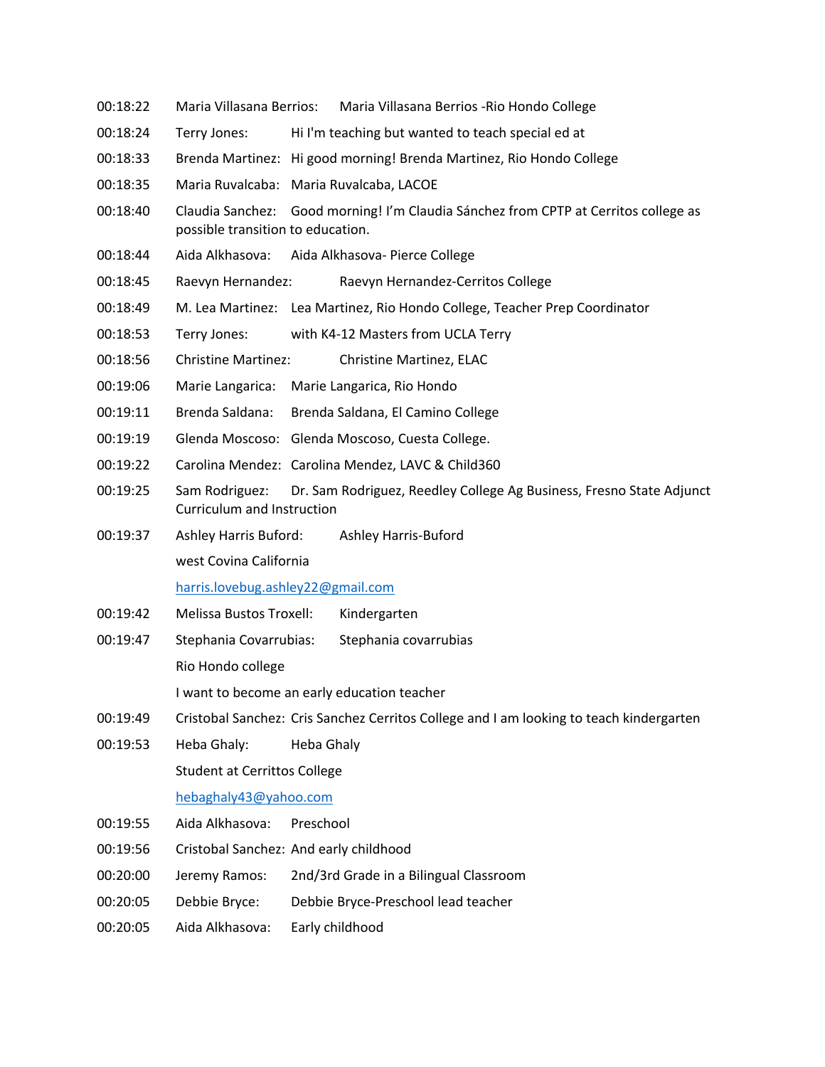00:18:22 Maria Villasana Berrios: Maria Villasana Berrios -Rio Hondo College

00:18:24 Terry Jones: Hi I'm teaching but wanted to teach special ed at

00:18:33 Brenda Martinez: Hi good morning! Brenda Martinez, Rio Hondo College

00:18:35 Maria Ruvalcaba: Maria Ruvalcaba, LACOE

00:18:40 Claudia Sanchez: Good morning! I'm Claudia Sánchez from CPTP at Cerritos college as possible transition to education.

00:18:44 Aida Alkhasova: Aida Alkhasova- Pierce College

00:18:45 Raevyn Hernandez: Raevyn Hernandez-Cerritos College

00:18:49 M. Lea Martinez: Lea Martinez, Rio Hondo College, Teacher Prep Coordinator

00:18:53 Terry Jones: with K4-12 Masters from UCLA Terry

00:18:56 Christine Martinez: Christine Martinez, ELAC

00:19:06 Marie Langarica: Marie Langarica, Rio Hondo

00:19:11 Brenda Saldana: Brenda Saldana, El Camino College

00:19:19 Glenda Moscoso: Glenda Moscoso, Cuesta College.

00:19:22 Carolina Mendez: Carolina Mendez, LAVC & Child360

00:19:25 Sam Rodriguez: Dr. Sam Rodriguez, Reedley College Ag Business, Fresno State Adjunct Curriculum and Instruction

00:19:37 Ashley Harris Buford: Ashley Harris-Buford
west Covina California
harris.lovebug.ashley22@gmail.com

00:19:42 Melissa Bustos Troxell: Kindergarten

00:19:47 Stephania Covarrubias: Stephania covarrubias
Rio Hondo college
I want to become an early education teacher

00:19:49 Cristobal Sanchez: Cris Sanchez Cerritos College and I am looking to teach kindergarten

00:19:53 Heba Ghaly: Heba Ghaly
Student at Cerritos College
hebaghaly43@yahoo.com

00:19:55 Aida Alkhasova: Preschool

00:19:56 Cristobal Sanchez: And early childhood

00:20:00 Jeremy Ramos: 2nd/3rd Grade in a Bilingual Classroom

00:20:05 Debbie Bryce: Debbie Bryce-Preschool lead teacher

00:20:05 Aida Alkhasova: Early childhood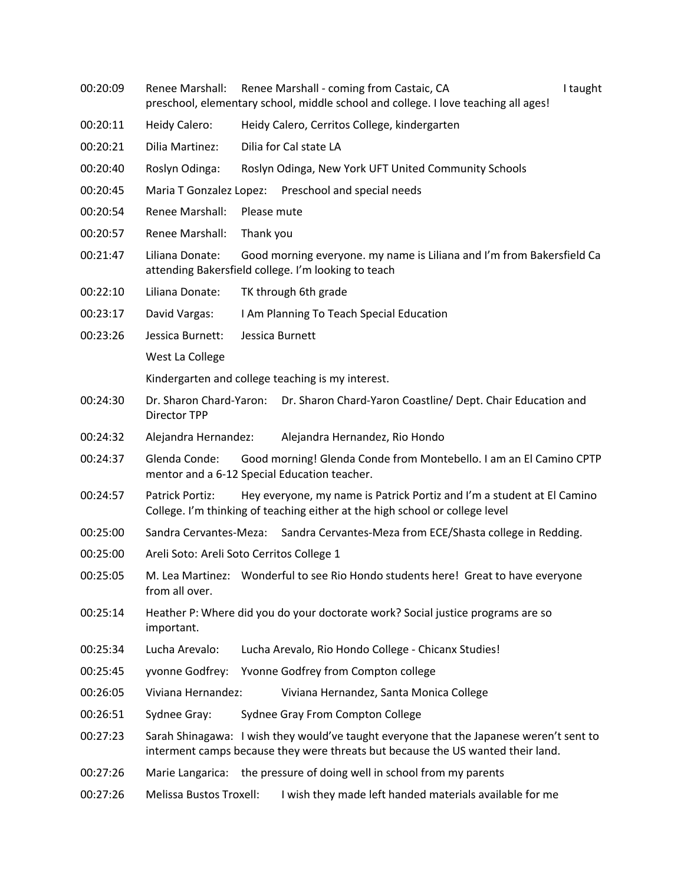00:20:09 Renee Marshall: Renee Marshall - coming from Castaic, CA I taught preschool, elementary school, middle school and college. I love teaching all ages!

00:20:11 Heidy Calero: Heidy Calero, Cerritos College, kindergarten

00:20:21 Dilia Martinez: Dilia for Cal state LA

00:20:40 Roslyn Odinga: Roslyn Odinga, New York UFT United Community Schools

00:20:45 Maria T Gonzalez Lopez: Preschool and special needs

00:20:54 Renee Marshall: Please mute

00:20:57 Renee Marshall: Thank you

00:21:47 Liliana Donate: Good morning everyone. my name is Liliana and I'm from Bakersfield Ca attending Bakersfield college. I'm looking to teach

00:22:10 Liliana Donate: TK through 6th grade

00:23:17 David Vargas: I Am Planning To Teach Special Education

00:23:26 Jessica Burnett: Jessica Burnett

West La College

Kindergarten and college teaching is my interest.

00:24:30 Dr. Sharon Chard-Yaron: Dr. Sharon Chard-Yaron Coastline/ Dept. Chair Education and Director TPP

00:24:32 Alejandra Hernandez: Alejandra Hernandez, Rio Hondo

00:24:37 Glenda Conde: Good morning! Glenda Conde from Montebello. I am an El Camino CPTP mentor and a 6-12 Special Education teacher.

00:24:57 Patrick Portiz: Hey everyone, my name is Patrick Portiz and I'm a student at El Camino College. I'm thinking of teaching either at the high school or college level

00:25:00 Sandra Cervantes-Meza: Sandra Cervantes-Meza from ECE/Shasta college in Redding.

00:25:00 Areli Soto: Areli Soto Cerritos College 1

00:25:05 M. Lea Martinez: Wonderful to see Rio Hondo students here! Great to have everyone from all over.

00:25:14 Heather P: Where did you do your doctorate work? Social justice programs are so important.

00:25:34 Lucha Arevalo: Lucha Arevalo, Rio Hondo College - Chicanx Studies!

00:25:45 yvonne Godfrey: Yvonne Godfrey from Compton college

00:26:05 Viviana Hernandez: Viviana Hernandez, Santa Monica College

00:26:51 Sydnee Gray: Sydnee Gray From Compton College

00:27:23 Sarah Shinagawa: I wish they would've taught everyone that the Japanese weren't sent to interment camps because they were threats but because the US wanted their land.

00:27:26 Marie Langarica: the pressure of doing well in school from my parents

00:27:26 Melissa Bustos Troxell: I wish they made left handed materials available for me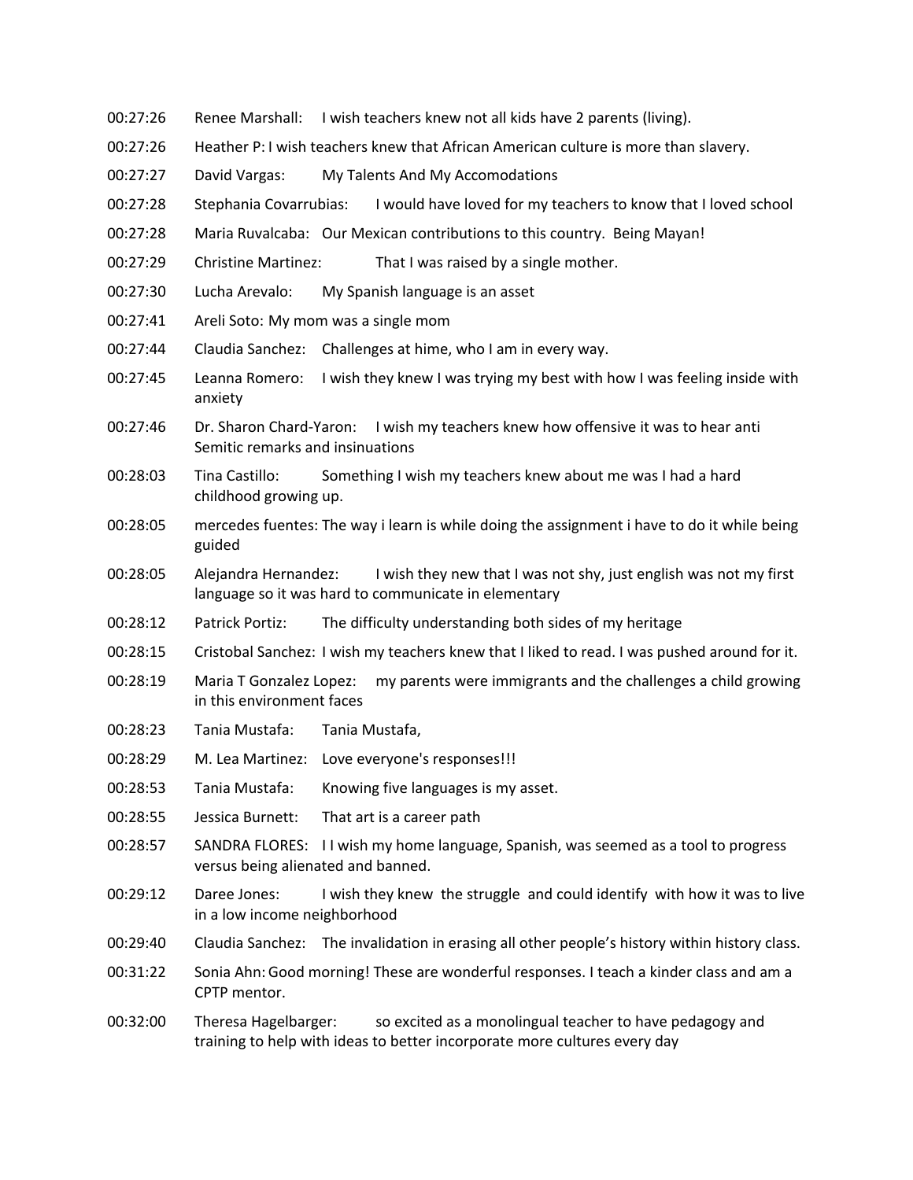00:27:26 Renee Marshall: I wish teachers knew not all kids have 2 parents (living).

00:27:26 Heather P: I wish teachers knew that African American culture is more than slavery.

00:27:27 David Vargas: My Talents And My Accomodations

00:27:28 Stephania Covarrubias: I would have loved for my teachers to know that I loved school

00:27:28 Maria Ruvalcaba: Our Mexican contributions to this country. Being Mayan!

00:27:29 Christine Martinez: That I was raised by a single mother.

00:27:30 Lucha Arevalo: My Spanish language is an asset

00:27:41 Areli Soto: My mom was a single mom

00:27:44 Claudia Sanchez: Challenges at hime, who I am in every way.

00:27:45 Leanna Romero: I wish they knew I was trying my best with how I was feeling inside with anxiety

00:27:46 Dr. Sharon Chard-Yaron: I wish my teachers knew how offensive it was to hear anti Semitic remarks and insinuations

00:28:03 Tina Castillo: Something I wish my teachers knew about me was I had a hard childhood growing up.

00:28:05 mercedes fuentes: The way i learn is while doing the assignment i have to do it while being guided

00:28:05 Alejandra Hernandez: I wish they new that I was not shy, just english was not my first language so it was hard to communicate in elementary

00:28:12 Patrick Portiz: The difficulty understanding both sides of my heritage

00:28:15 Cristobal Sanchez: I wish my teachers knew that I liked to read. I was pushed around for it.

00:28:19 Maria T Gonzalez Lopez: my parents were immigrants and the challenges a child growing in this environment faces

00:28:23 Tania Mustafa: Tania Mustafa,

00:28:29 M. Lea Martinez: Love everyone's responses!!!

00:28:53 Tania Mustafa: Knowing five languages is my asset.

00:28:55 Jessica Burnett: That art is a career path

00:28:57 SANDRA FLORES: I I wish my home language, Spanish, was seemed as a tool to progress versus being alienated and banned.

00:29:12 Daree Jones: I wish they knew the struggle and could identify with how it was to live in a low income neighborhood

00:29:40 Claudia Sanchez: The invalidation in erasing all other people's history within history class.

00:31:22 Sonia Ahn: Good morning! These are wonderful responses. I teach a kinder class and am a CPTP mentor.

00:32:00 Theresa Hagelbarger: so excited as a monolingual teacher to have pedagogy and training to help with ideas to better incorporate more cultures every day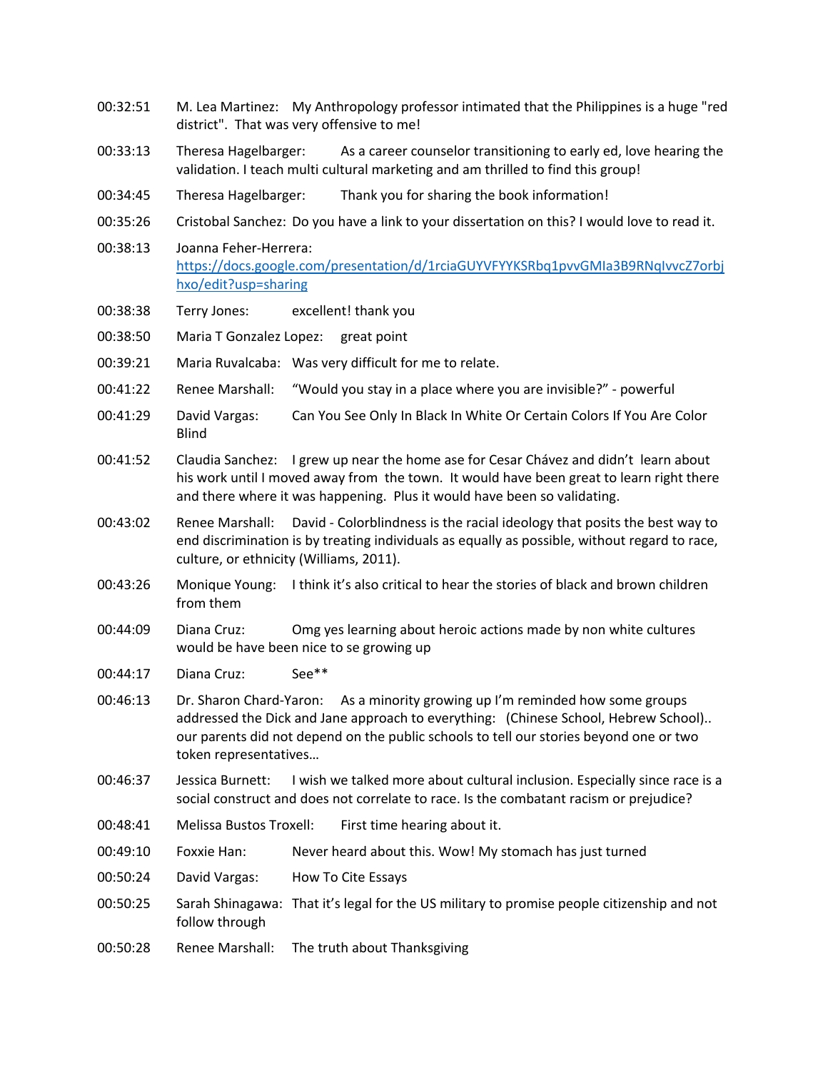00:32:51 M. Lea Martinez: My Anthropology professor intimated that the Philippines is a huge "red district". That was very offensive to me!

00:33:13 Theresa Hagelbarger: As a career counselor transitioning to early ed, love hearing the validation. I teach multi cultural marketing and am thrilled to find this group!

00:34:45 Theresa Hagelbarger: Thank you for sharing the book information!

00:35:26 Cristobal Sanchez: Do you have a link to your dissertation on this? I would love to read it.

00:38:13 Joanna Feher-Herrera: [https://docs.google.com/presentation/d/1rciaGUYVFYYKSRbq1pvvGMIa3B9RNqIvvcZ7orbjhxo/edit?usp=sharing](https://docs.google.com/presentation/d/1rciaGUYVFYYKSRbq1pvvGMIa3B9RNqIvvcZ7orbjhxo/edit?usp=sharing)

00:38:38 Terry Jones: excellent! thank you

00:38:50 Maria T Gonzalez Lopez: great point

00:39:21 Maria Ruvalcaba: Was very difficult for me to relate.

00:41:22 Renee Marshall: "Would you stay in a place where you are invisible?" - powerful

00:41:29 David Vargas: Can You See Only In Black In White Or Certain Colors If You Are Color Blind

00:41:52 Claudia Sanchez: I grew up near the home ase for Cesar Chávez and didn't learn about his work until I moved away from the town. It would have been great to learn right there and there where it was happening. Plus it would have been so validating.

00:43:02 Renee Marshall: David - Colorblindness is the racial ideology that posits the best way to end discrimination is by treating individuals as equally as possible, without regard to race, culture, or ethnicity (Williams, 2011).

00:43:26 Monique Young: I think it's also critical to hear the stories of black and brown children from them

00:44:09 Diana Cruz: Omg yes learning about heroic actions made by non white cultures would be have been nice to se growing up

00:44:17 Diana Cruz: See**

00:46:13 Dr. Sharon Chard-Yaron: As a minority growing up I'm reminded how some groups addressed the Dick and Jane approach to everything: (Chinese School, Hebrew School).. our parents did not depend on the public schools to tell our stories beyond one or two token representatives…

00:46:37 Jessica Burnett: I wish we talked more about cultural inclusion. Especially since race is a social construct and does not correlate to race. Is the combatant racism or prejudice?

00:48:41 Melissa Bustos Troxell: First time hearing about it.

00:49:10 Foxxie Han: Never heard about this. Wow! My stomach has just turned

00:50:24 David Vargas: How To Cite Essays

00:50:25 Sarah Shinagawa: That it's legal for the US military to promise people citizenship and not follow through

00:50:28 Renee Marshall: The truth about Thanksgiving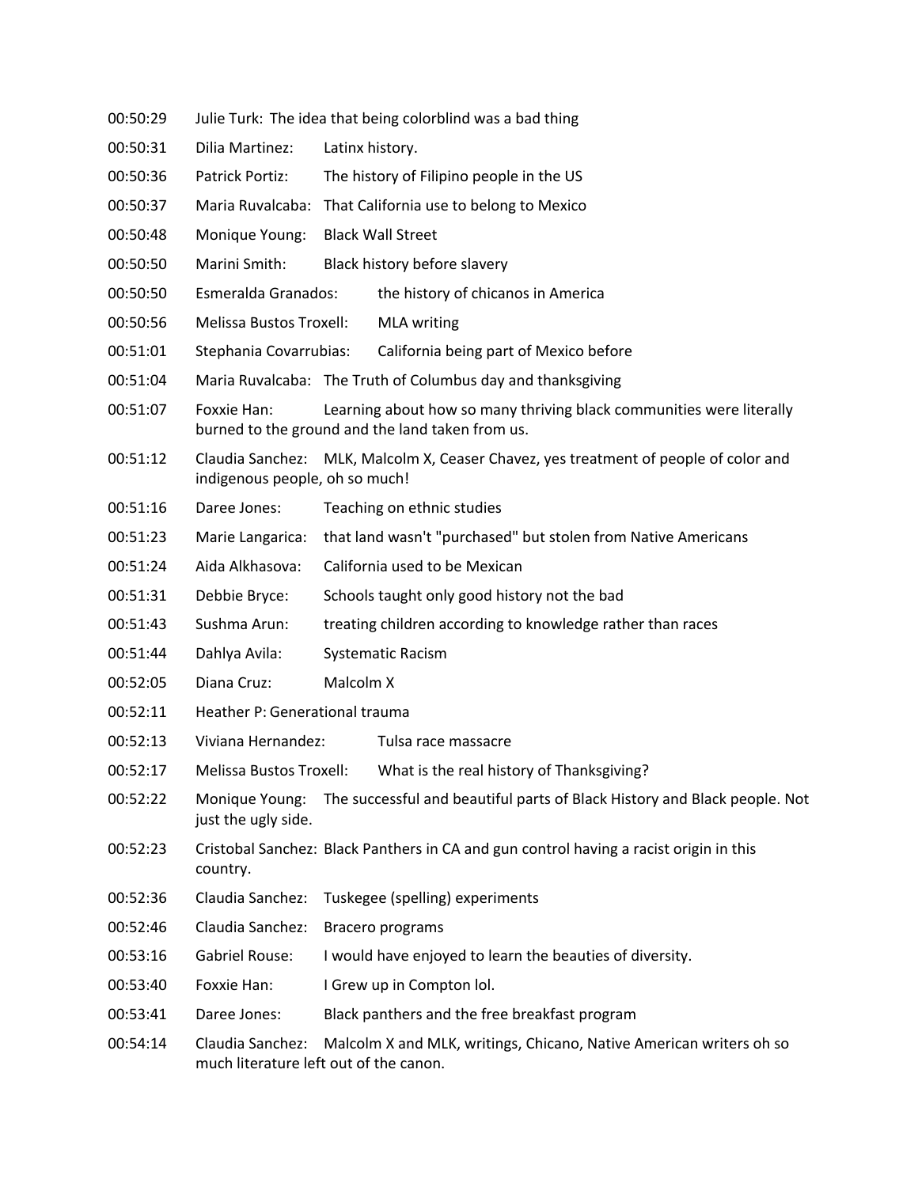00:50:29 Julie Turk: The idea that being colorblind was a bad thing

00:50:31 Dilia Martinez: Latinx history.

00:50:36 Patrick Portiz: The history of Filipino people in the US

00:50:37 Maria Ruvalcaba: That California use to belong to Mexico

00:50:48 Monique Young: Black Wall Street

00:50:50 Marini Smith: Black history before slavery

00:50:50 Esmeralda Granados: the history of chicanos in America

00:50:56 Melissa Bustos Troxell: MLA writing

00:51:01 Stephania Covarrubias: California being part of Mexico before

00:51:04 Maria Ruvalcaba: The Truth of Columbus day and thanksgiving

00:51:07 Foxxie Han: Learning about how so many thriving black communities were literally burned to the ground and the land taken from us.

00:51:12 Claudia Sanchez: MLK, Malcolm X, Ceaser Chavez, yes treatment of people of color and indigenous people, oh so much!

00:51:16 Daree Jones: Teaching on ethnic studies

00:51:23 Marie Langarica: that land wasn't "purchased" but stolen from Native Americans

00:51:24 Aida Alkhasova: California used to be Mexican

00:51:31 Debbie Bryce: Schools taught only good history not the bad

00:51:43 Sushma Arun: treating children according to knowledge rather than races

00:51:44 Dahlya Avila: Systematic Racism

00:52:05 Diana Cruz: Malcolm X

00:52:11 Heather P: Generational trauma

00:52:13 Viviana Hernandez: Tulsa race massacre

00:52:17 Melissa Bustos Troxell: What is the real history of Thanksgiving?

00:52:22 Monique Young: The successful and beautiful parts of Black History and Black people. Not just the ugly side.

00:52:23 Cristobal Sanchez: Black Panthers in CA and gun control having a racist origin in this country.

00:52:36 Claudia Sanchez: Tuskegee (spelling) experiments

00:52:46 Claudia Sanchez: Bracero programs

00:53:16 Gabriel Rouse: I would have enjoyed to learn the beauties of diversity.

00:53:40 Foxxie Han: I Grew up in Compton lol.

00:53:41 Daree Jones: Black panthers and the free breakfast program

00:54:14 Claudia Sanchez: Malcolm X and MLK, writings, Chicano, Native American writers oh so much literature left out of the canon.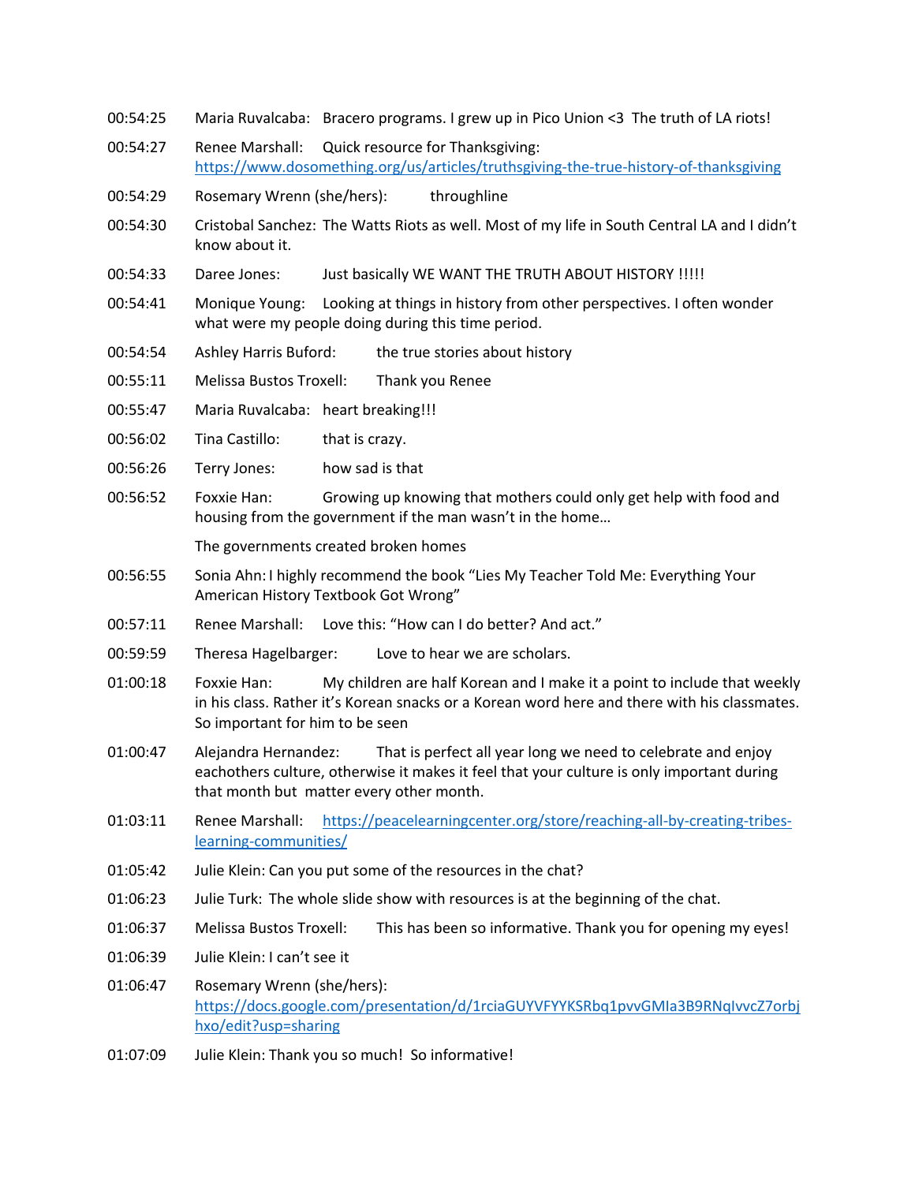00:54:25 Maria Ruvalcaba: Bracero programs. I grew up in Pico Union <3 The truth of LA riots!

00:54:27 Renee Marshall: Quick resource for Thanksgiving: https://www.dosomething.org/us/articles/truthsgiving-the-true-history-of-thanksgiving

00:54:29 Rosemary Wrenn (she/hers): throughline

00:54:30 Cristobal Sanchez: The Watts Riots as well. Most of my life in South Central LA and I didn't know about it.

00:54:33 Daree Jones: Just basically WE WANT THE TRUTH ABOUT HISTORY !!!!!

00:54:41 Monique Young: Looking at things in history from other perspectives. I often wonder what were my people doing during this time period.

00:54:54 Ashley Harris Buford: the true stories about history

00:55:11 Melissa Bustos Troxell: Thank you Renee

00:55:47 Maria Ruvalcaba: heart breaking!!!

00:56:02 Tina Castillo: that is crazy.

00:56:26 Terry Jones: how sad is that

00:56:52 Foxxie Han: Growing up knowing that mothers could only get help with food and housing from the government if the man wasn't in the home…

The governments created broken homes

00:56:55 Sonia Ahn: I highly recommend the book "Lies My Teacher Told Me: Everything Your American History Textbook Got Wrong"

00:57:11 Renee Marshall: Love this: "How can I do better? And act."

00:59:59 Theresa Hagelbarger: Love to hear we are scholars.

01:00:18 Foxxie Han: My children are half Korean and I make it a point to include that weekly in his class. Rather it's Korean snacks or a Korean word here and there with his classmates. So important for him to be seen

01:00:47 Alejandra Hernandez: That is perfect all year long we need to celebrate and enjoy eachothers culture, otherwise it makes it feel that your culture is only important during that month but matter every other month.

01:03:11 Renee Marshall: https://peacelearningcenter.org/store/reaching-all-by-creating-tribes-learning-communities/

01:05:42 Julie Klein: Can you put some of the resources in the chat?

01:06:23 Julie Turk: The whole slide show with resources is at the beginning of the chat.

01:06:37 Melissa Bustos Troxell: This has been so informative. Thank you for opening my eyes!

01:06:39 Julie Klein: I can't see it

01:06:47 Rosemary Wrenn (she/hers): https://docs.google.com/presentation/d/1rciaGUYVFYYKSRbq1pvvGMIa3B9RNqIvvcZ7orbjhxo/edit?usp=sharing

01:07:09 Julie Klein: Thank you so much! So informative!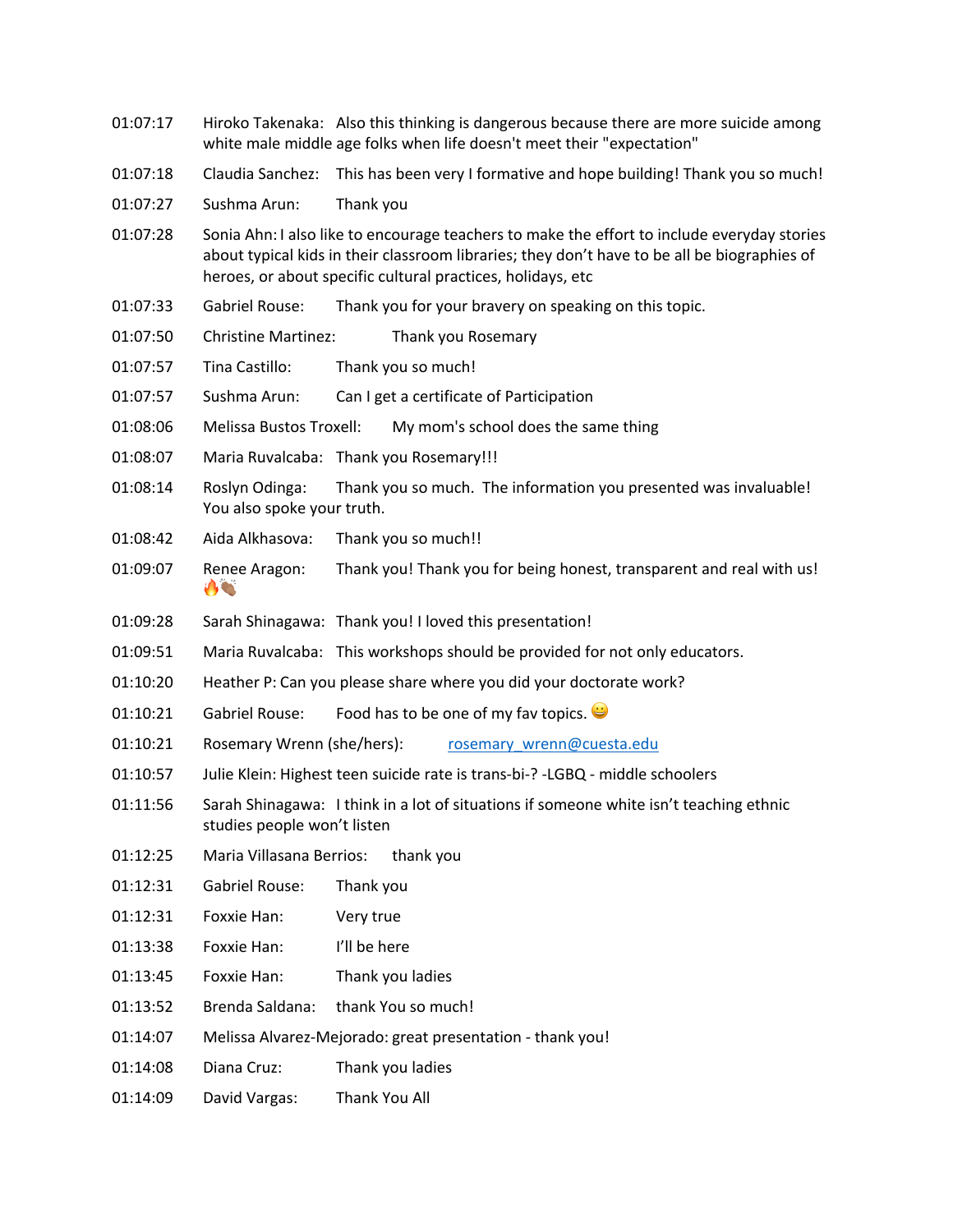01:07:17 Hiroko Takenaka: Also this thinking is dangerous because there are more suicide among white male middle age folks when life doesn't meet their "expectation"

01:07:18 Claudia Sanchez: This has been very I formative and hope building! Thank you so much!

01:07:27 Sushma Arun: Thank you

01:07:28 Sonia Ahn: I also like to encourage teachers to make the effort to include everyday stories about typical kids in their classroom libraries; they don't have to be all be biographies of heroes, or about specific cultural practices, holidays, etc

01:07:33 Gabriel Rouse: Thank you for your bravery on speaking on this topic.

01:07:50 Christine Martinez: Thank you Rosemary

01:07:57 Tina Castillo: Thank you so much!

01:07:57 Sushma Arun: Can I get a certificate of Participation

01:08:06 Melissa Bustos Troxell: My mom's school does the same thing

01:08:07 Maria Ruvalcaba: Thank you Rosemary!!!

01:08:14 Roslyn Odinga: Thank you so much. The information you presented was invaluable! You also spoke your truth.

01:08:42 Aida Alkhasova: Thank you so much!!

01:09:07 Renee Aragon: Thank you! Thank you for being honest, transparent and real with us! 🔥👏🏽

01:09:28 Sarah Shinagawa: Thank you! I loved this presentation!

01:09:51 Maria Ruvalcaba: This workshops should be provided for not only educators.

01:10:20 Heather P: Can you please share where you did your doctorate work?

01:10:21 Gabriel Rouse: Food has to be one of my fav topics. 😀

01:10:21 Rosemary Wrenn (she/hers): rosemary_wrenn@cuesta.edu

01:10:57 Julie Klein: Highest teen suicide rate is trans-bi-? -LGBQ - middle schoolers

01:11:56 Sarah Shinagawa: I think in a lot of situations if someone white isn't teaching ethnic studies people won't listen

01:12:25 Maria Villasana Berrios: thank you

01:12:31 Gabriel Rouse: Thank you

01:12:31 Foxxie Han: Very true

01:13:38 Foxxie Han: I'll be here

01:13:45 Foxxie Han: Thank you ladies

01:13:52 Brenda Saldana: thank You so much!

01:14:07 Melissa Alvarez-Mejorado: great presentation - thank you!

01:14:08 Diana Cruz: Thank you ladies

01:14:09 David Vargas: Thank You All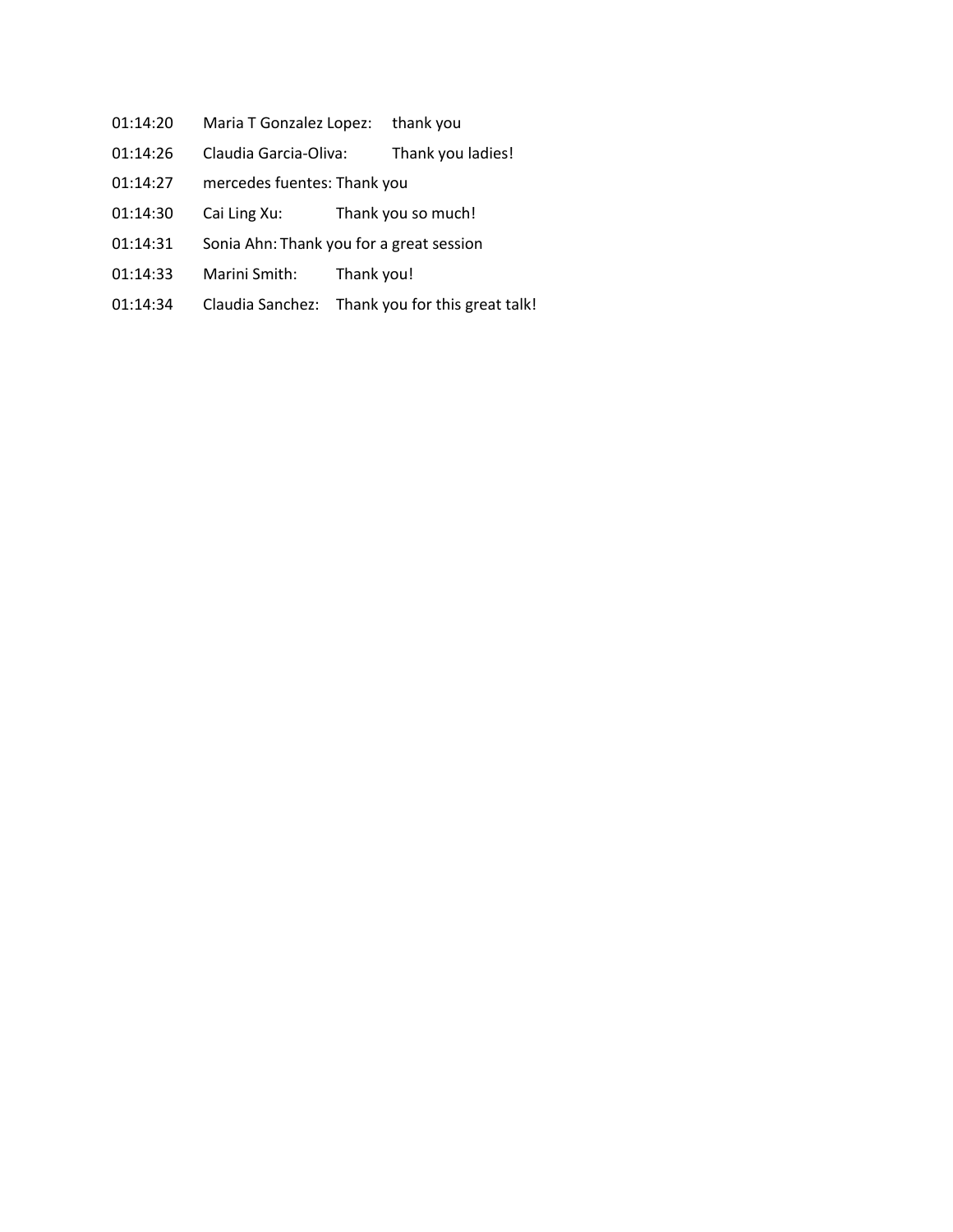01:14:20 Maria T Gonzalez Lopez: thank you

01:14:26 Claudia Garcia-Oliva: Thank you ladies!

01:14:27 mercedes fuentes: Thank you

01:14:30 Cai Ling Xu: Thank you so much!

01:14:31 Sonia Ahn: Thank you for a great session

01:14:33 Marini Smith: Thank you!

01:14:34 Claudia Sanchez: Thank you for this great talk!